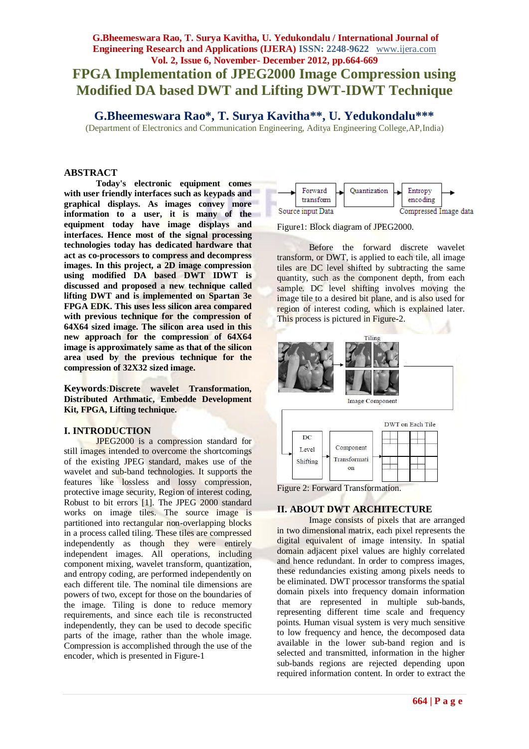# FPGA Implementation of JPEG2000 Image Compression using Modified DA based DWT and Lifting DWT-IDWT Technique

## G.Bheemeswara Rao*, T. Surya Kavitha**, U. Yedukondalu***

(Department of Electronics and Communication Engineering, Aditya Engineering College,AP,India)

## ABSTRACT

**Today's electronic equipment comes with user friendly interfaces such as keypads and graphical displays. As images convey more information to a user, it is many of the equipment today have image displays and interfaces. Hence most of the signal processing technologies today has dedicated hardware that act as co-processors to compress and decompress images. In this project, a 2D image compression using modified DA based DWT IDWT is discussed and proposed a new technique called lifting DWT and is implemented on Spartan 3e FPGA EDK. This uses less silicon area compared with previous technique for the compression of 64X64 sized image. The silicon area used in this new approach for the compression of 64X64 image is approximately same as that of the silicon area used by the previous technique for the compression of 32X32 sized image.**

**Keywords**:**Discrete wavelet Transformation, Distributed Arthmatic, Embedde Development Kit, FPGA, Lifting technique.**

## I. INTRODUCTION

JPEG2000 is a compression standard for still images intended to overcome the shortcomings of the existing JPEG standard, makes use of the wavelet and sub-band technologies. It supports the features like lossless and lossy compression, protective image security, Region of interest coding, Robust to bit errors [1]. The JPEG 2000 standard works on image tiles. The source image is partitioned into rectangular non-overlapping blocks in a process called tiling. These tiles are compressed independently as though they were entirely independent images. All operations, including component mixing, wavelet transform, quantization, and entropy coding, are performed independently on each different tile. The nominal tile dimensions are powers of two, except for those on the boundaries of the image. Tiling is done to reduce memory requirements, and since each tile is reconstructed independently, they can be used to decode specific parts of the image, rather than the whole image. Compression is accomplished through the use of the encoder, which is presented in Figure-1

Source input Data → Forward transform → Quantization → Entropy encoding → Compressed Image data

Figure1: Block diagram of JPEG2000.

Before the forward discrete wavelet transform, or DWT, is applied to each tile, all image tiles are DC level shifted by subtracting the same quantity, such as the component depth, from each sample. DC level shifting involves moving the image tile to a desired bit plane, and is also used for region of interest coding, which is explained later. This process is pictured in Figure-2.

Tiling → Image Component → DC Level Shifting → Component Transformation → DWT on Each Tile

Figure 2: Forward Transformation.

## II. ABOUT DWT ARCHITECTURE

Image consists of pixels that are arranged in two dimensional matrix, each pixel represents the digital equivalent of image intensity. In spatial domain adjacent pixel values are highly correlated and hence redundant. In order to compress images, these redundancies existing among pixels needs to be eliminated. DWT processor transforms the spatial domain pixels into frequency domain information that are represented in multiple sub-bands, representing different time scale and frequency points. Human visual system is very much sensitive to low frequency and hence, the decomposed data available in the lower sub-band region and is selected and transmitted, information in the higher sub-bands regions are rejected depending upon required information content. In order to extract the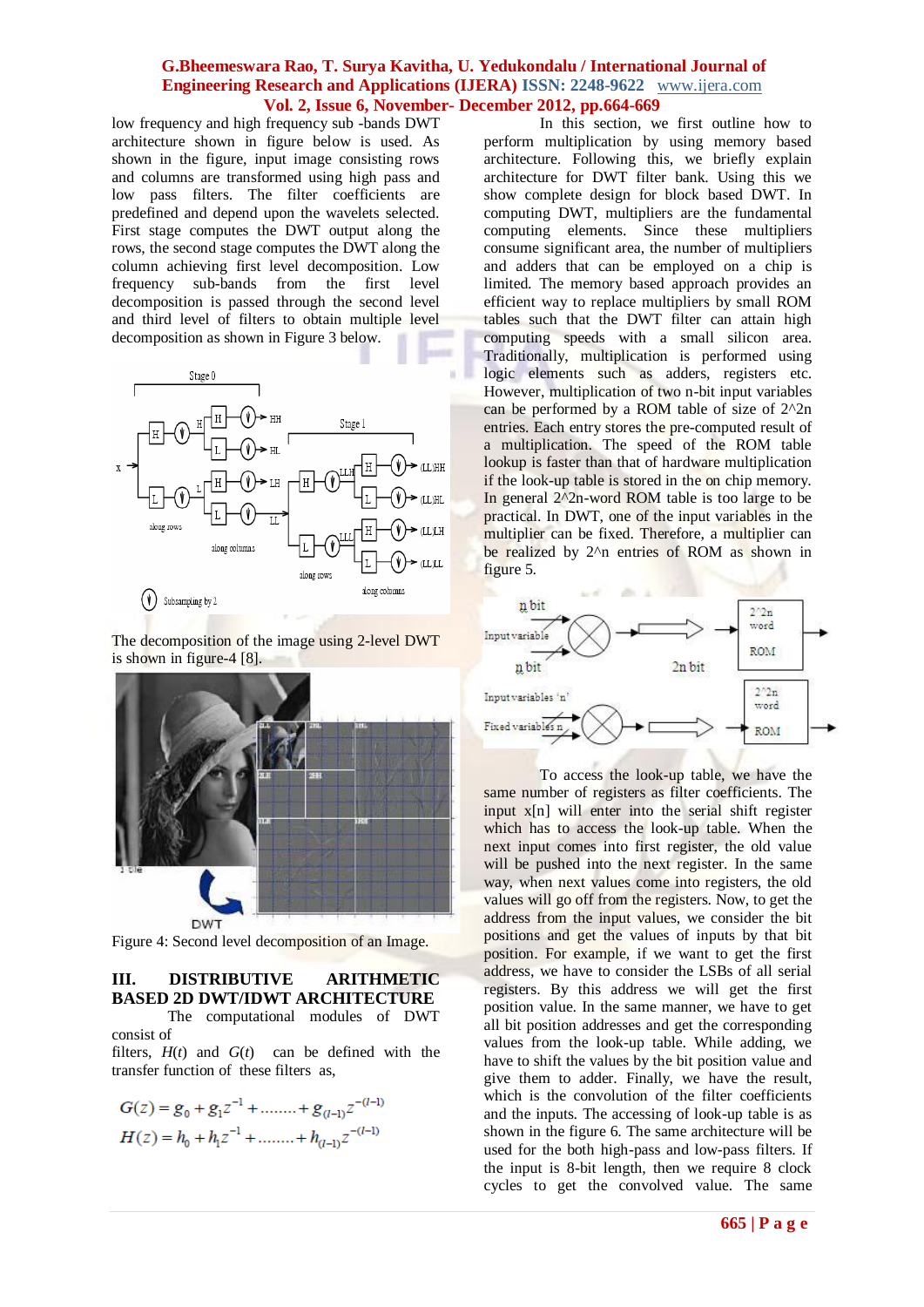low frequency and high frequency sub -bands DWT architecture shown in figure below is used. As shown in the figure, input image consisting rows and columns are transformed using high pass and low pass filters. The filter coefficients are predefined and depend upon the wavelets selected. First stage computes the DWT output along the rows, the second stage computes the DWT along the column achieving first level decomposition. Low frequency sub-bands from the first level decomposition is passed through the second level and third level of filters to obtain multiple level decomposition as shown in Figure 3 below.

The decomposition of the image using 2-level DWT is shown in figure-4 [8].

Figure 4: Second level decomposition of an Image.

## III. DISTRIBUTIVE ARITHMETIC BASED 2D DWT/IDWT ARCHITECTURE

The computational modules of DWT consist of filters, $H(t)$ and $G(t)$ can be defined with the transfer function of these filters as,

$$G(z) = g_0 + g_1 z^{-1} + ........ + g_{(l-1)} z^{-(l-1)}$$

$$H(z) = h_0 + h_1 z^{-1} + ........ + h_{(l-1)} z^{-(l-1)}$$

In this section, we first outline how to perform multiplication by using memory based architecture. Following this, we briefly explain architecture for DWT filter bank. Using this we show complete design for block based DWT. In computing DWT, multipliers are the fundamental computing elements. Since these multipliers consume significant area, the number of multipliers and adders that can be employed on a chip is limited. The memory based approach provides an efficient way to replace multipliers by small ROM tables such that the DWT filter can attain high computing speeds with a small silicon area. Traditionally, multiplication is performed using logic elements such as adders, registers etc. However, multiplication of two n-bit input variables can be performed by a ROM table of size of 2^2n entries. Each entry stores the pre-computed result of a multiplication. The speed of the ROM table lookup is faster than that of hardware multiplication if the look-up table is stored in the on chip memory. In general 2^2n-word ROM table is too large to be practical. In DWT, one of the input variables in the multiplier can be fixed. Therefore, a multiplier can be realized by 2^n entries of ROM as shown in figure 5.

To access the look-up table, we have the same number of registers as filter coefficients. The input x[n] will enter into the serial shift register which has to access the look-up table. When the next input comes into first register, the old value will be pushed into the next register. In the same way, when next values come into registers, the old values will go off from the registers. Now, to get the address from the input values, we consider the bit positions and get the values of inputs by that bit position. For example, if we want to get the first address, we have to consider the LSBs of all serial registers. By this address we will get the first position value. In the same manner, we have to get all bit position addresses and get the corresponding values from the look-up table. While adding, we have to shift the values by the bit position value and give them to adder. Finally, we have the result, which is the convolution of the filter coefficients and the inputs. The accessing of look-up table is as shown in the figure 6. The same architecture will be used for the both high-pass and low-pass filters. If the input is 8-bit length, then we require 8 clock cycles to get the convolved value. The same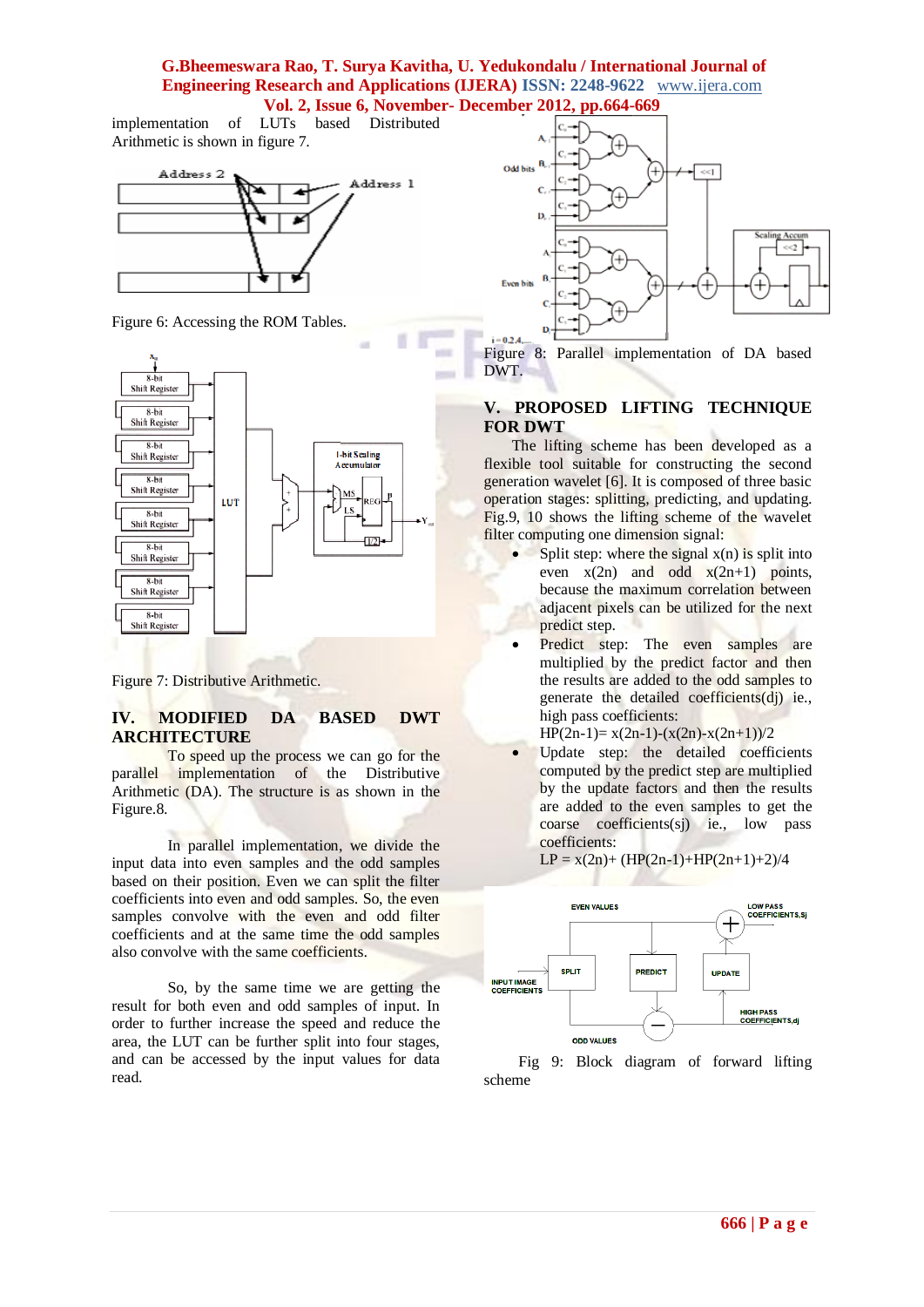implementation of LUTs based Distributed Arithmetic is shown in figure 7.

Figure 6: Accessing the ROM Tables.

Figure 7: Distributive Arithmetic.

## IV. MODIFIED DA BASED DWT ARCHITECTURE

To speed up the process we can go for the parallel implementation of the Distributive Arithmetic (DA). The structure is as shown in the Figure.8.

In parallel implementation, we divide the input data into even samples and the odd samples based on their position. Even we can split the filter coefficients into even and odd samples. So, the even samples convolve with the even and odd filter coefficients and at the same time the odd samples also convolve with the same coefficients.

So, by the same time we are getting the result for both even and odd samples of input. In order to further increase the speed and reduce the area, the LUT can be further split into four stages, and can be accessed by the input values for data read.

Figure 8: Parallel implementation of DA based DWT.

## V. PROPOSED LIFTING TECHNIQUE FOR DWT

The lifting scheme has been developed as a flexible tool suitable for constructing the second generation wavelet [6]. It is composed of three basic operation stages: splitting, predicting, and updating. Fig.9, 10 shows the lifting scheme of the wavelet filter computing one dimension signal:

- Split step: where the signal x(n) is split into even x(2n) and odd x(2n+1) points, because the maximum correlation between adjacent pixels can be utilized for the next predict step.
- Predict step: The even samples are multiplied by the predict factor and then the results are added to the odd samples to generate the detailed coefficients(dj) ie., high pass coefficients:
  $HP(2n-1)= x(2n-1)-(x(2n)-x(2n+1))/2$
- Update step: the detailed coefficients computed by the predict step are multiplied by the update factors and then the results are added to the even samples to get the coarse coefficients(sj) ie., low pass coefficients:
  $LP = x(2n)+ (HP(2n-1)+HP(2n+1)+2)/4$

Fig 9: Block diagram of forward lifting scheme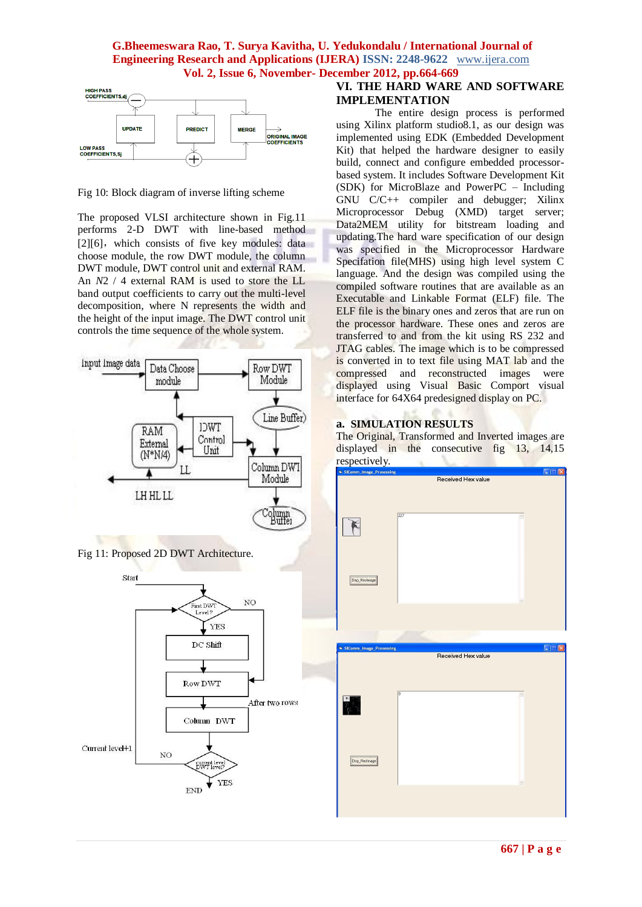Fig 10: Block diagram of inverse lifting scheme

The proposed VLSI architecture shown in Fig.11 performs 2-D DWT with line-based method [2][6], which consists of five key modules: data choose module, the row DWT module, the column DWT module, DWT control unit and external RAM. An *N*2 / 4 external RAM is used to store the LL band output coefficients to carry out the multi-level decomposition, where N represents the width and the height of the input image. The DWT control unit controls the time sequence of the whole system.

Fig 11: Proposed 2D DWT Architecture.

## VI. THE HARD WARE AND SOFTWARE IMPLEMENTATION

The entire design process is performed using Xilinx platform studio8.1, as our design was implemented using EDK (Embedded Development Kit) that helped the hardware designer to easily build, connect and configure embedded processor-based system. It includes Software Development Kit (SDK) for MicroBlaze and PowerPC – Including GNU C/C++ compiler and debugger; Xilinx Microprocessor Debug (XMD) target server; Data2MEM utility for bitstream loading and updating.The hard ware specification of our design was specified in the Microprocessor Hardware Specification file(MHS) using high level system C language. And the design was compiled using the compiled software routines that are available as an Executable and Linkable Format (ELF) file. The ELF file is the binary ones and zeros that are run on the processor hardware. These ones and zeros are transferred to and from the kit using RS 232 and JTAG cables. The image which is to be compressed is converted in to text file using MAT lab and the compressed and reconstructed images were displayed using Visual Basic Comport visual interface for 64X64 predesigned display on PC.

### a. SIMULATION RESULTS

The Original, Transformed and Inverted images are displayed in the consecutive fig 13, 14,15 respectively.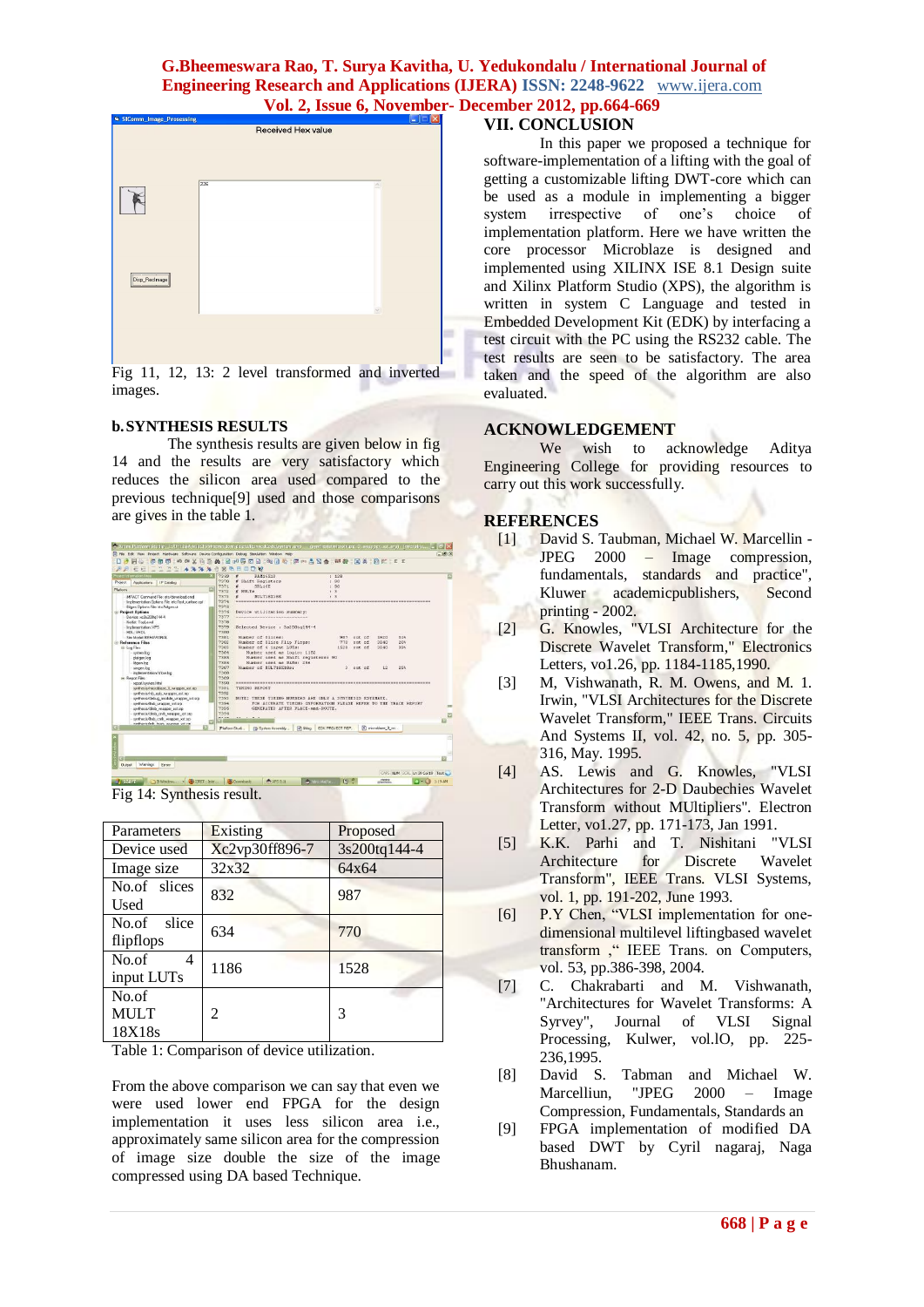Fig 11, 12, 13: 2 level transformed and inverted images.

## b. SYNTHESIS RESULTS

The synthesis results are given below in fig 14 and the results are very satisfactory which reduces the silicon area used compared to the previous technique[9] used and those comparisons are gives in the table 1.

Fig 14: Synthesis result.

| Parameters | Existing | Proposed |
|---|---|---|
| Device used | Xc2vp30ff896-7 | 3s200tq144-4 |
| Image size | 32x32 | 64x64 |
| No.of slices Used | 832 | 987 |
| No.of slice flipflops | 634 | 770 |
| No.of 4 input LUTs | 1186 | 1528 |
| No.of MULT 18X18s | 2 | 3 |

Table 1: Comparison of device utilization.

From the above comparison we can say that even we were used lower end FPGA for the design implementation it uses less silicon area i.e., approximately same silicon area for the compression of image size double the size of the image compressed using DA based Technique.

## VII. CONCLUSION

In this paper we proposed a technique for software-implementation of a lifting with the goal of getting a customizable lifting DWT-core which can be used as a module in implementing a bigger system irrespective of one's choice of implementation platform. Here we have written the core processor Microblaze is designed and implemented using XILINX ISE 8.1 Design suite and Xilinx Platform Studio (XPS), the algorithm is written in system C Language and tested in Embedded Development Kit (EDK) by interfacing a test circuit with the PC using the RS232 cable. The test results are seen to be satisfactory. The area taken and the speed of the algorithm are also evaluated.

## ACKNOWLEDGEMENT

We wish to acknowledge Aditya Engineering College for providing resources to carry out this work successfully.

## REFERENCES

[1] David S. Taubman, Michael W. Marcellin - JPEG 2000 – Image compression, fundamentals, standards and practice", Kluwer academicpublishers, Second printing - 2002.

[2] G. Knowles, "VLSI Architecture for the Discrete Wavelet Transform," Electronics Letters, vo1.26, pp. 1184-1185,1990.

[3] M, Vishwanath, R. M. Owens, and M. 1. Irwin, "VLSI Architectures for the Discrete Wavelet Transform," IEEE Trans. Circuits And Systems II, vol. 42, no. 5, pp. 305-316, May. 1995.

[4] AS. Lewis and G. Knowles, "VLSI Architectures for 2-D Daubechies Wavelet Transform without MUltipliers". Electron Letter, vo1.27, pp. 171-173, Jan 1991.

[5] K.K. Parhi and T. Nishitani "VLSI Architecture for Discrete Wavelet Transform", IEEE Trans. VLSI Systems, vol. 1, pp. 191-202, June 1993.

[6] P.Y Chen, "VLSI implementation for one-dimensional multilevel liftingbased wavelet transform ," IEEE Trans. on Computers, vol. 53, pp.386-398, 2004.

[7] C. Chakrabarti and M. Vishwanath, "Architectures for Wavelet Transforms: A Syrvey", Journal of VLSI Signal Processing, Kulwer, vol.lO, pp. 225-236,1995.

[8] David S. Tabman and Michael W. Marcelliun, "JPEG 2000 – Image Compression, Fundamentals, Standards an

[9] FPGA implementation of modified DA based DWT by Cyril nagaraj, Naga Bhushanam.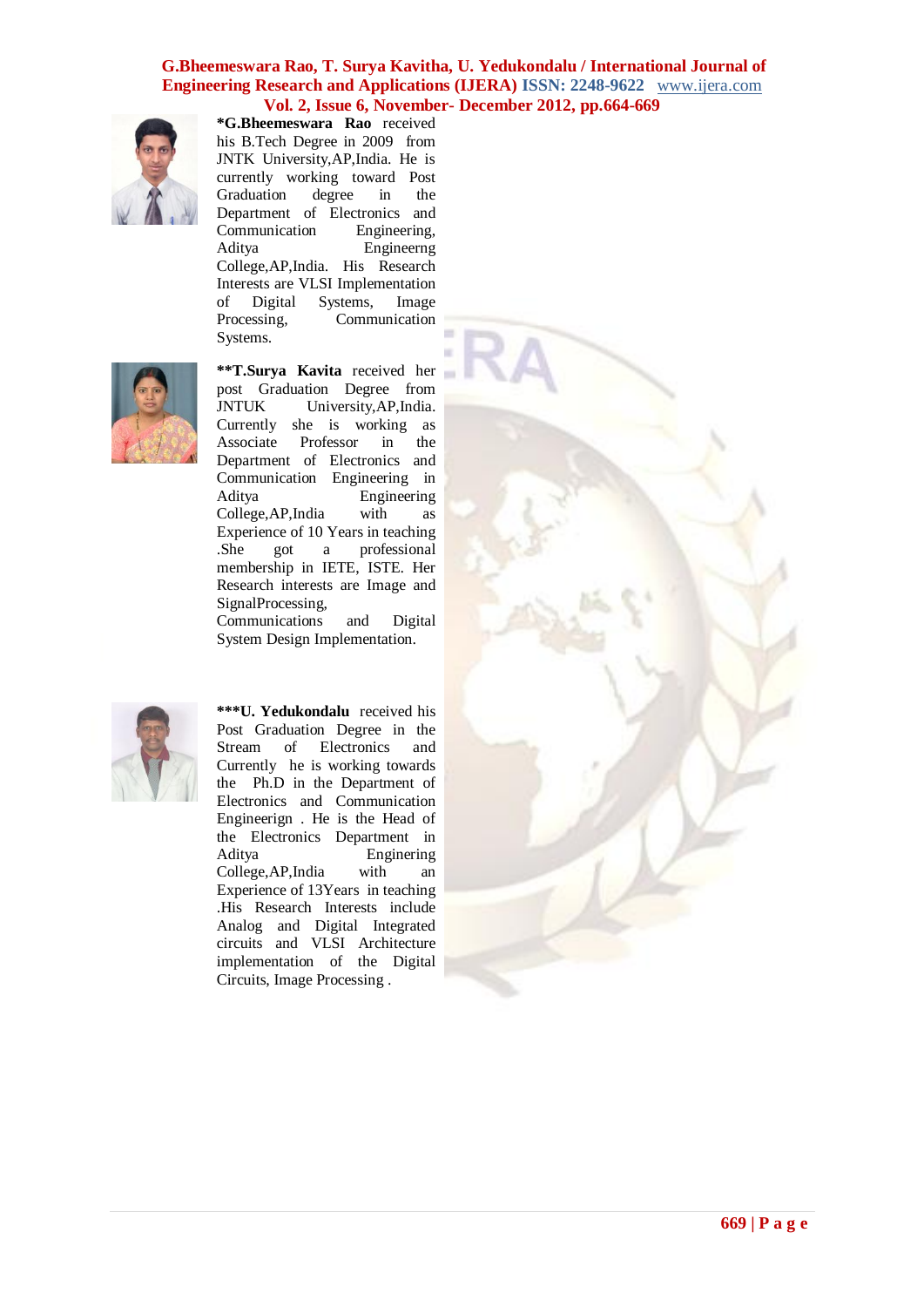**\*G.Bheemeswara Rao** received his B.Tech Degree in 2009 from JNTK University,AP,India. He is currently working toward Post Graduation degree in the Department of Electronics and Communication Engineering, Aditya Engineerng College,AP,India. His Research Interests are VLSI Implementation of Digital Systems, Image Processing, Communication Systems.

**\*\*T.Surya Kavita** received her post Graduation Degree from JNTUK University,AP,India. Currently she is working as Associate Professor in the Department of Electronics and Communication Engineering in Aditya Engineering College,AP,India with as Experience of 10 Years in teaching .She got a professional membership in IETE, ISTE. Her Research interests are Image and SignalProcessing, Communications and Digital System Design Implementation.

**\*\*\*U. Yedukondalu** received his Post Graduation Degree in the Stream of Electronics and Currently he is working towards the Ph.D in the Department of Electronics and Communication Engineerign . He is the Head of the Electronics Department in Aditya Enginering College,AP,India with an Experience of 13Years in teaching .His Research Interests include Analog and Digital Integrated circuits and VLSI Architecture implementation of the Digital Circuits, Image Processing .